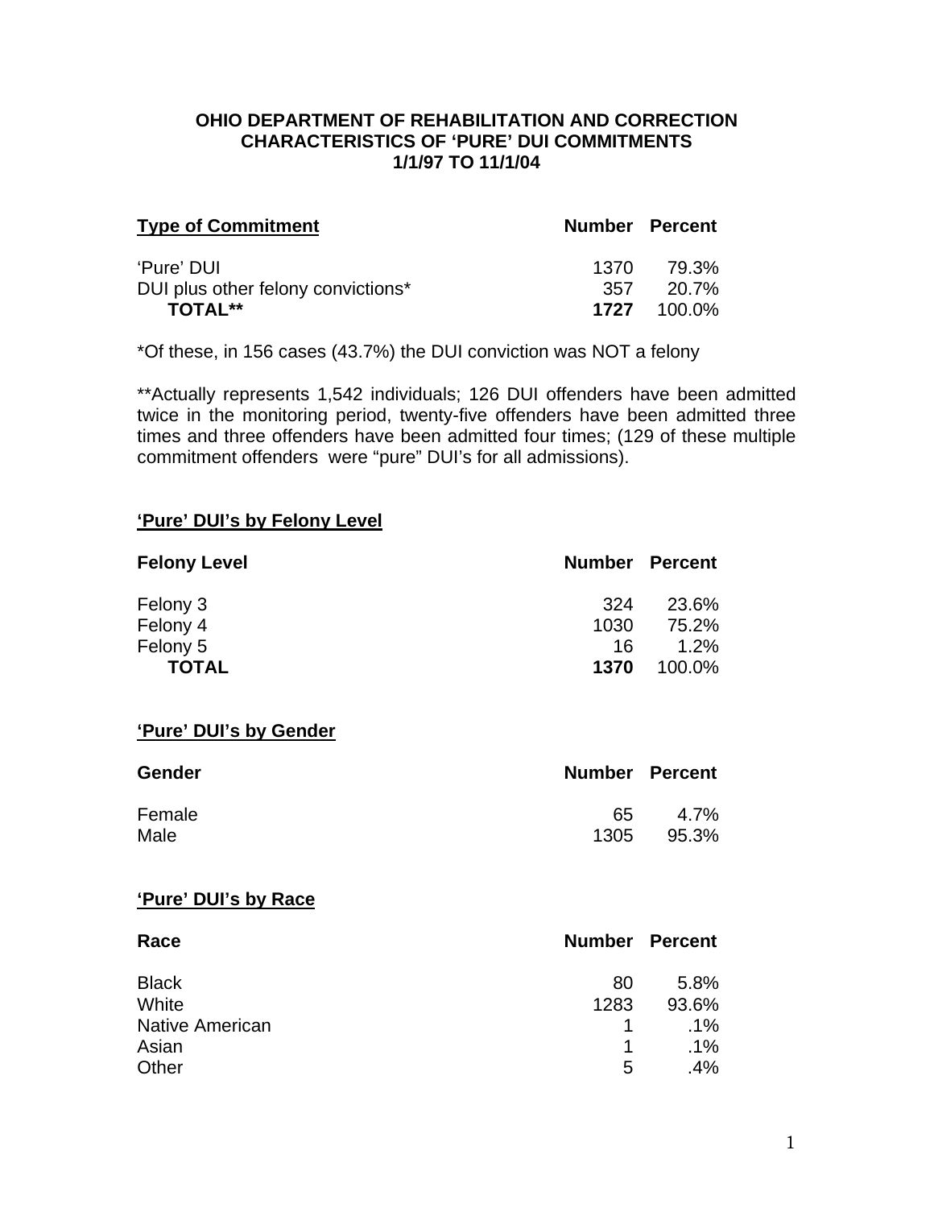# OHIO DEPARTMENT OF REHABILITATION AND CORRECTION
## CHARACTERISTICS OF 'PURE' DUI COMMITMENTS
## 1/1/97 TO 11/1/04

| Type of Commitment | Number | Percent |
|---|---|---|
| 'Pure' DUI | 1370 | 79.3% |
| DUI plus other felony convictions* | 357 | 20.7% |
| **TOTAL**** | **1727** | 100.0% |

*Of these, in 156 cases (43.7%) the DUI conviction was NOT a felony

**Actually represents 1,542 individuals; 126 DUI offenders have been admitted twice in the monitoring period, twenty-five offenders have been admitted three times and three offenders have been admitted four times; (129 of these multiple commitment offenders were "pure" DUI's for all admissions).

### 'Pure' DUI's by Felony Level

| Felony Level | Number | Percent |
|---|---|---|
| Felony 3 | 324 | 23.6% |
| Felony 4 | 1030 | 75.2% |
| Felony 5 | 16 | 1.2% |
| **TOTAL** | **1370** | 100.0% |

### 'Pure' DUI's by Gender

| Gender | Number | Percent |
|---|---|---|
| Female | 65 | 4.7% |
| Male | 1305 | 95.3% |

### 'Pure' DUI's by Race

| Race | Number | Percent |
|---|---|---|
| Black | 80 | 5.8% |
| White | 1283 | 93.6% |
| Native American | 1 | .1% |
| Asian | 1 | .1% |
| Other | 5 | .4% |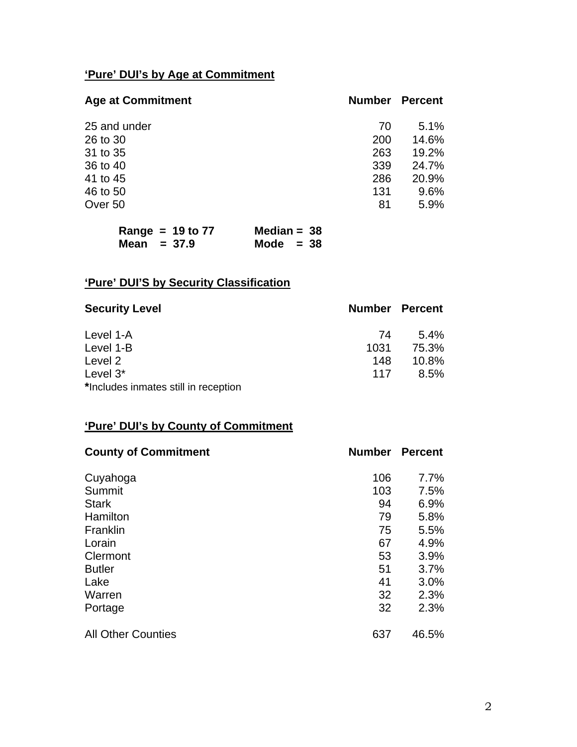## 'Pure' DUI's by Age at Commitment

| Age at Commitment | Number | Percent |
|---|---|---|
| 25 and under | 70 | 5.1% |
| 26 to 30 | 200 | 14.6% |
| 31 to 35 | 263 | 19.2% |
| 36 to 40 | 339 | 24.7% |
| 41 to 45 | 286 | 20.9% |
| 46 to 50 | 131 | 9.6% |
| Over 50 | 81 | 5.9% |

**Range = 19 to 77** **Median = 38**
**Mean = 37.9** **Mode = 38**

## 'Pure' DUI'S by Security Classification

| Security Level | Number | Percent |
|---|---|---|
| Level 1-A | 74 | 5.4% |
| Level 1-B | 1031 | 75.3% |
| Level 2 | 148 | 10.8% |
| Level 3* | 117 | 8.5% |

**\***Includes inmates still in reception

## 'Pure' DUI's by County of Commitment

| County of Commitment | Number | Percent |
|---|---|---|
| Cuyahoga | 106 | 7.7% |
| Summit | 103 | 7.5% |
| Stark | 94 | 6.9% |
| Hamilton | 79 | 5.8% |
| Franklin | 75 | 5.5% |
| Lorain | 67 | 4.9% |
| Clermont | 53 | 3.9% |
| Butler | 51 | 3.7% |
| Lake | 41 | 3.0% |
| Warren | 32 | 2.3% |
| Portage | 32 | 2.3% |
| All Other Counties | 637 | 46.5% |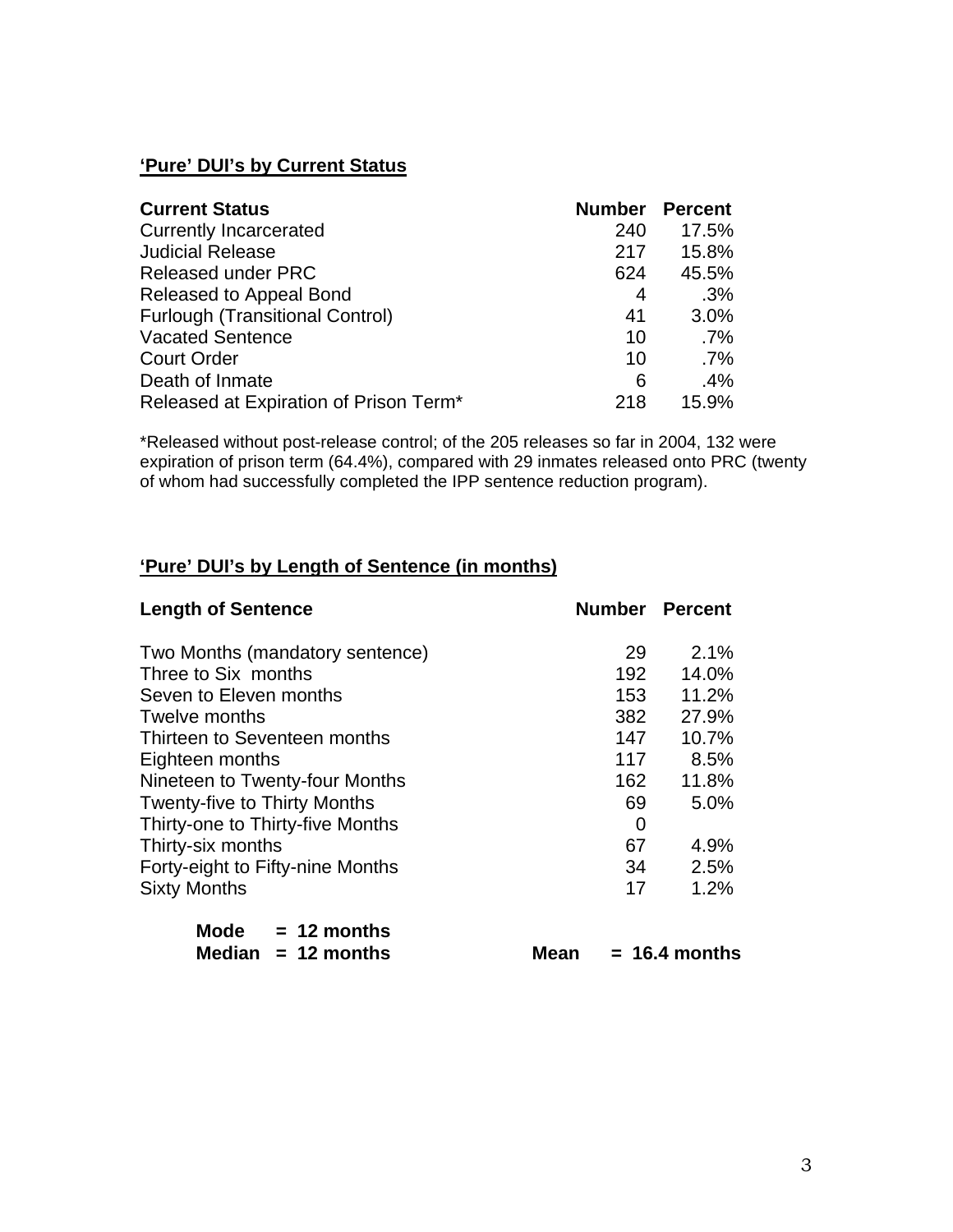**'Pure' DUI's by Current Status**

| Current Status | Number | Percent |
|---|---|---|
| Currently Incarcerated | 240 | 17.5% |
| Judicial Release | 217 | 15.8% |
| Released under PRC | 624 | 45.5% |
| Released to Appeal Bond | 4 | .3% |
| Furlough (Transitional Control) | 41 | 3.0% |
| Vacated Sentence | 10 | .7% |
| Court Order | 10 | .7% |
| Death of Inmate | 6 | .4% |
| Released at Expiration of Prison Term* | 218 | 15.9% |

*Released without post-release control; of the 205 releases so far in 2004, 132 were expiration of prison term (64.4%), compared with 29 inmates released onto PRC (twenty of whom had successfully completed the IPP sentence reduction program).

**'Pure' DUI's by Length of Sentence (in months)**

| Length of Sentence | Number | Percent |
|---|---|---|
| Two Months (mandatory sentence) | 29 | 2.1% |
| Three to Six months | 192 | 14.0% |
| Seven to Eleven months | 153 | 11.2% |
| Twelve months | 382 | 27.9% |
| Thirteen to Seventeen months | 147 | 10.7% |
| Eighteen months | 117 | 8.5% |
| Nineteen to Twenty-four Months | 162 | 11.8% |
| Twenty-five to Thirty Months | 69 | 5.0% |
| Thirty-one to Thirty-five Months | 0 | |
| Thirty-six months | 67 | 4.9% |
| Forty-eight to Fifty-nine Months | 34 | 2.5% |
| Sixty Months | 17 | 1.2% |

**Mode = 12 months**
**Median = 12 months** **Mean = 16.4 months**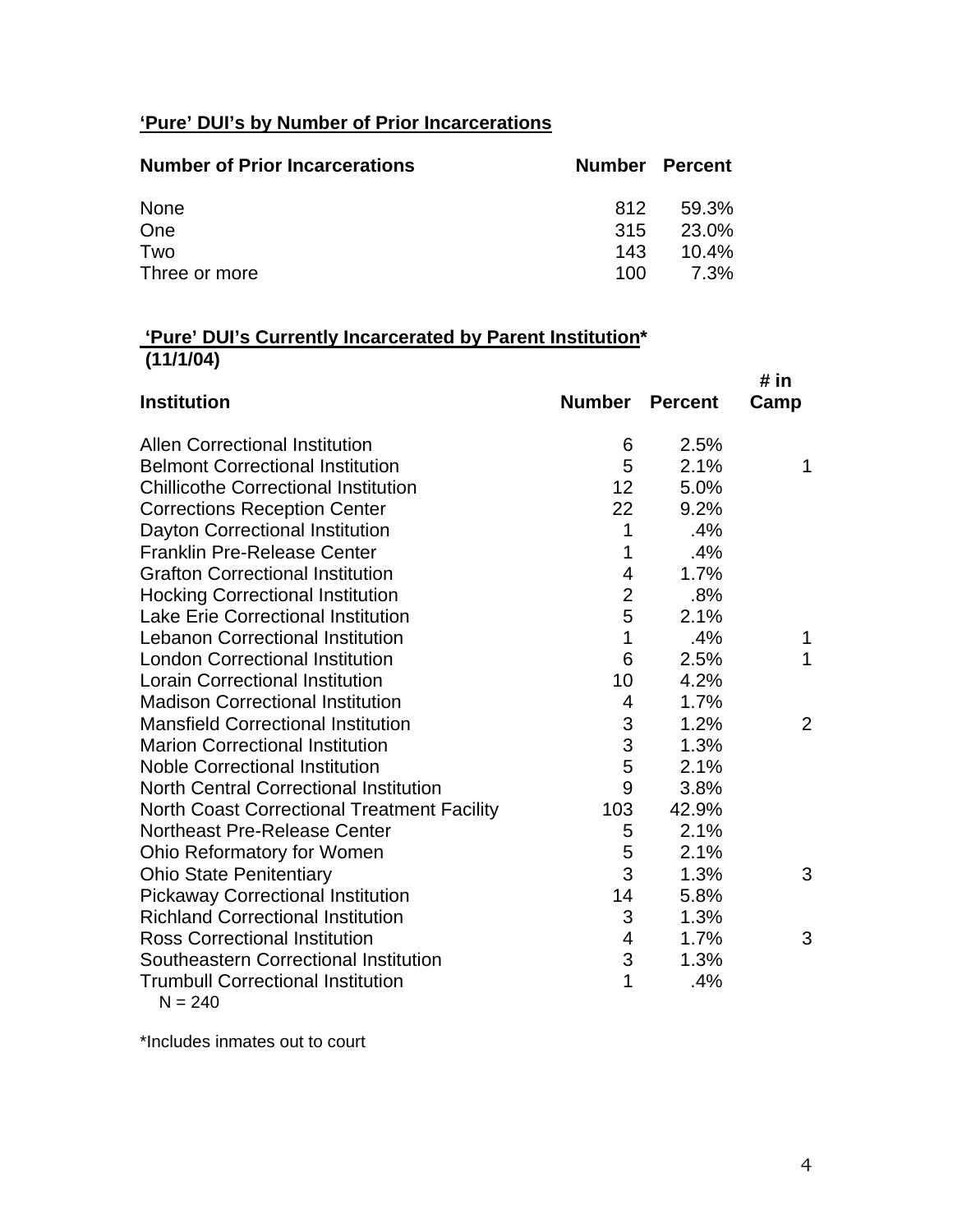**'Pure' DUI's by Number of Prior Incarcerations**

| Number of Prior Incarcerations | Number | Percent |
|---|---|---|
| None | 812 | 59.3% |
| One | 315 | 23.0% |
| Two | 143 | 10.4% |
| Three or more | 100 | 7.3% |

**'Pure' DUI's Currently Incarcerated by Parent Institution\***
**(11/1/04)**

| Institution | Number | Percent | # in Camp |
|---|---|---|---|
| Allen Correctional Institution | 6 | 2.5% | |
| Belmont Correctional Institution | 5 | 2.1% | 1 |
| Chillicothe Correctional Institution | 12 | 5.0% | |
| Corrections Reception Center | 22 | 9.2% | |
| Dayton Correctional Institution | 1 | .4% | |
| Franklin Pre-Release Center | 1 | .4% | |
| Grafton Correctional Institution | 4 | 1.7% | |
| Hocking Correctional Institution | 2 | .8% | |
| Lake Erie Correctional Institution | 5 | 2.1% | |
| Lebanon Correctional Institution | 1 | .4% | 1 |
| London Correctional Institution | 6 | 2.5% | 1 |
| Lorain Correctional Institution | 10 | 4.2% | |
| Madison Correctional Institution | 4 | 1.7% | |
| Mansfield Correctional Institution | 3 | 1.2% | 2 |
| Marion Correctional Institution | 3 | 1.3% | |
| Noble Correctional Institution | 5 | 2.1% | |
| North Central Correctional Institution | 9 | 3.8% | |
| North Coast Correctional Treatment Facility | 103 | 42.9% | |
| Northeast Pre-Release Center | 5 | 2.1% | |
| Ohio Reformatory for Women | 5 | 2.1% | |
| Ohio State Penitentiary | 3 | 1.3% | 3 |
| Pickaway Correctional Institution | 14 | 5.8% | |
| Richland Correctional Institution | 3 | 1.3% | |
| Ross Correctional Institution | 4 | 1.7% | 3 |
| Southeastern Correctional Institution | 3 | 1.3% | |
| Trumbull Correctional Institution | 1 | .4% | |

N = 240

\*Includes inmates out to court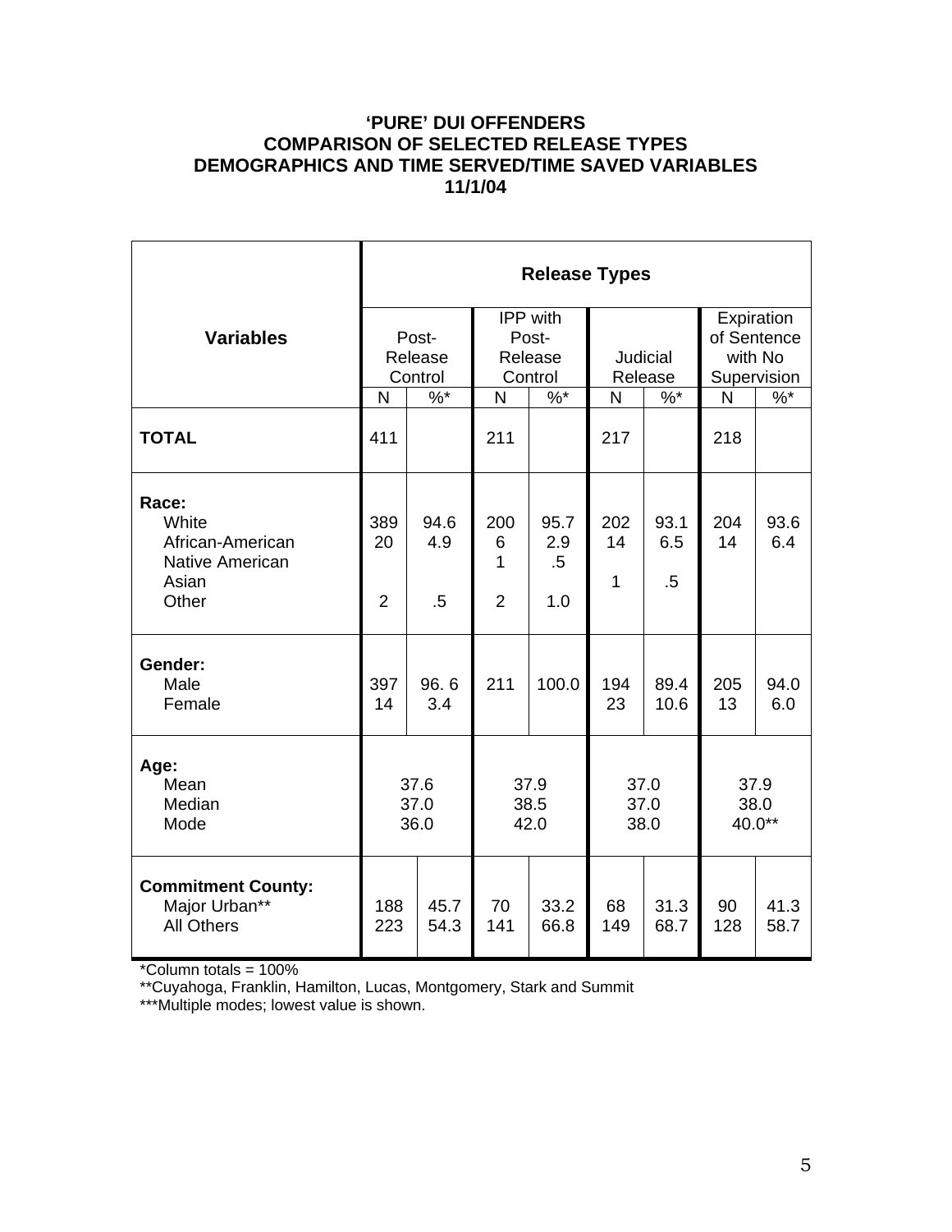**'PURE' DUI OFFENDERS**
**COMPARISON OF SELECTED RELEASE TYPES**
**DEMOGRAPHICS AND TIME SERVED/TIME SAVED VARIABLES**
**11/1/04**

| Variables | Release Types | | | | | | | |
|---|---|---|---|---|---|---|---|---|
| | Post-Release Control | | IPP with Post-Release Control | | Judicial Release | | Expiration of Sentence with No Supervision | |
| | N | %* | N | %* | N | %* | N | %* |
| **TOTAL** | 411 | | 211 | | 217 | | 218 | |
| **Race:** | | | | | | | | |
| White | 389 | 94.6 | 200 | 95.7 | 202 | 93.1 | 204 | 93.6 |
| African-American | 20 | 4.9 | 6 | 2.9 | 14 | 6.5 | 14 | 6.4 |
| Native American | | | 1 | .5 | | | | |
| Asian | | | | | 1 | .5 | | |
| Other | 2 | .5 | 2 | 1.0 | | | | |
| **Gender:** | | | | | | | | |
| Male | 397 | 96. 6 | 211 | 100.0 | 194 | 89.4 | 205 | 94.0 |
| Female | 14 | 3.4 | | | 23 | 10.6 | 13 | 6.0 |
| **Age:** | | | | | | | | |
| Mean | 37.6 | | 37.9 | | 37.0 | | 37.9 | |
| Median | 37.0 | | 38.5 | | 37.0 | | 38.0 | |
| Mode | 36.0 | | 42.0 | | 38.0 | | 40.0** | |
| **Commitment County:** | | | | | | | | |
| Major Urban** | 188 | 45.7 | 70 | 33.2 | 68 | 31.3 | 90 | 41.3 |
| All Others | 223 | 54.3 | 141 | 66.8 | 149 | 68.7 | 128 | 58.7 |

*Column totals = 100%

**Cuyahoga, Franklin, Hamilton, Lucas, Montgomery, Stark and Summit

***Multiple modes; lowest value is shown.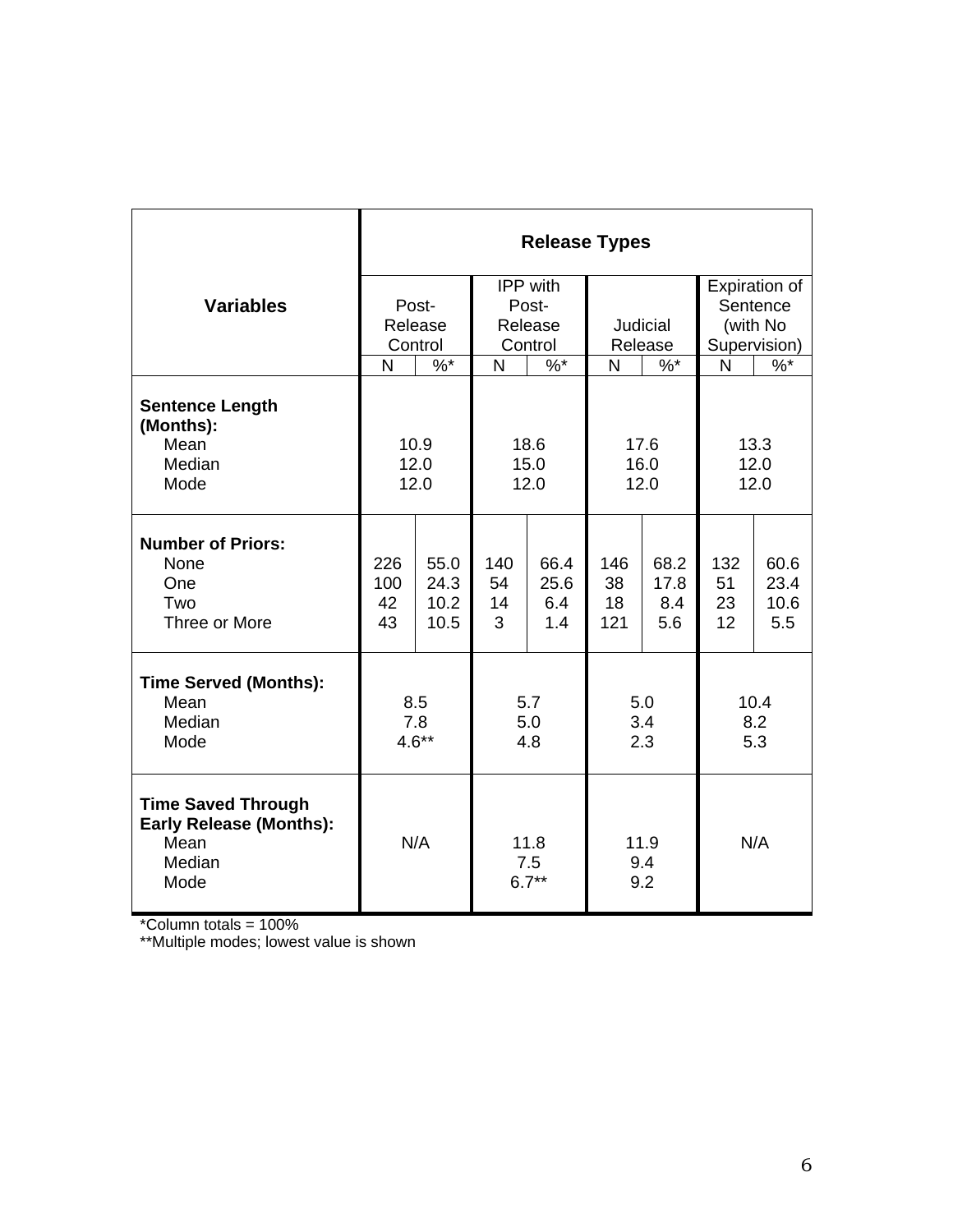| Variables | Release Types | | | | | | | |
|---|---|---|---|---|---|---|---|---|
| | Post-Release Control | | IPP with Post-Release Control | | Judicial Release | | Expiration of Sentence (with No Supervision) | |
| | N | %* | N | %* | N | %* | N | %* |
| **Sentence Length (Months):** | | | | | | | | |
| Mean | 10.9 | | 18.6 | | 17.6 | | 13.3 | |
| Median | 12.0 | | 15.0 | | 16.0 | | 12.0 | |
| Mode | 12.0 | | 12.0 | | 12.0 | | 12.0 | |
| **Number of Priors:** | | | | | | | | |
| None | 226 | 55.0 | 140 | 66.4 | 146 | 68.2 | 132 | 60.6 |
| One | 100 | 24.3 | 54 | 25.6 | 38 | 17.8 | 51 | 23.4 |
| Two | 42 | 10.2 | 14 | 6.4 | 18 | 8.4 | 23 | 10.6 |
| Three or More | 43 | 10.5 | 3 | 1.4 | 121 | 5.6 | 12 | 5.5 |
| **Time Served (Months):** | | | | | | | | |
| Mean | 8.5 | | 5.7 | | 5.0 | | 10.4 | |
| Median | 7.8 | | 5.0 | | 3.4 | | 8.2 | |
| Mode | 4.6** | | 4.8 | | 2.3 | | 5.3 | |
| **Time Saved Through Early Release (Months):** | | | | | | | | |
| Mean | N/A | | 11.8 | | 11.9 | | N/A | |
| Median | | | 7.5 | | 9.4 | | | |
| Mode | | | 6.7** | | 9.2 | | | |

*Column totals = 100%

**Multiple modes; lowest value is shown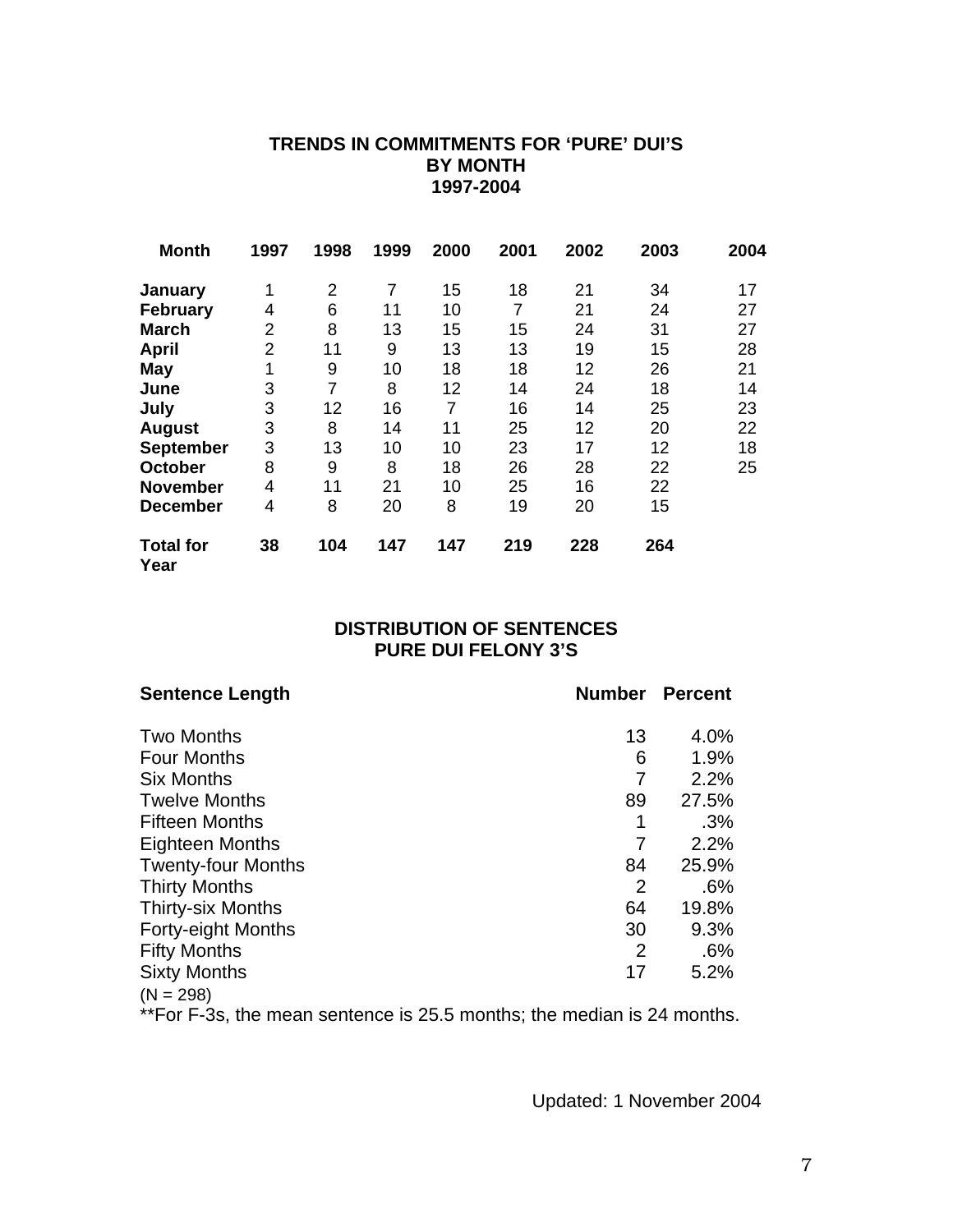### TRENDS IN COMMITMENTS FOR 'PURE' DUI'S
### BY MONTH
### 1997-2004

| Month | 1997 | 1998 | 1999 | 2000 | 2001 | 2002 | 2003 | 2004 |
|---|---|---|---|---|---|---|---|---|
| **January** | 1 | 2 | 7 | 15 | 18 | 21 | 34 | 17 |
| **February** | 4 | 6 | 11 | 10 | 7 | 21 | 24 | 27 |
| **March** | 2 | 8 | 13 | 15 | 15 | 24 | 31 | 27 |
| **April** | 2 | 11 | 9 | 13 | 13 | 19 | 15 | 28 |
| **May** | 1 | 9 | 10 | 18 | 18 | 12 | 26 | 21 |
| **June** | 3 | 7 | 8 | 12 | 14 | 24 | 18 | 14 |
| **July** | 3 | 12 | 16 | 7 | 16 | 14 | 25 | 23 |
| **August** | 3 | 8 | 14 | 11 | 25 | 12 | 20 | 22 |
| **September** | 3 | 13 | 10 | 10 | 23 | 17 | 12 | 18 |
| **October** | 8 | 9 | 8 | 18 | 26 | 28 | 22 | 25 |
| **November** | 4 | 11 | 21 | 10 | 25 | 16 | 22 | |
| **December** | 4 | 8 | 20 | 8 | 19 | 20 | 15 | |
| **Total for Year** | **38** | **104** | **147** | **147** | **219** | **228** | **264** | |

### DISTRIBUTION OF SENTENCES
### PURE DUI FELONY 3'S

| Sentence Length | Number | Percent |
|---|---|---|
| Two Months | 13 | 4.0% |
| Four Months | 6 | 1.9% |
| Six Months | 7 | 2.2% |
| Twelve Months | 89 | 27.5% |
| Fifteen Months | 1 | .3% |
| Eighteen Months | 7 | 2.2% |
| Twenty-four Months | 84 | 25.9% |
| Thirty Months | 2 | .6% |
| Thirty-six Months | 64 | 19.8% |
| Forty-eight Months | 30 | 9.3% |
| Fifty Months | 2 | .6% |
| Sixty Months | 17 | 5.2% |

(N = 298)

**For F-3s, the mean sentence is 25.5 months; the median is 24 months.

Updated: 1 November 2004